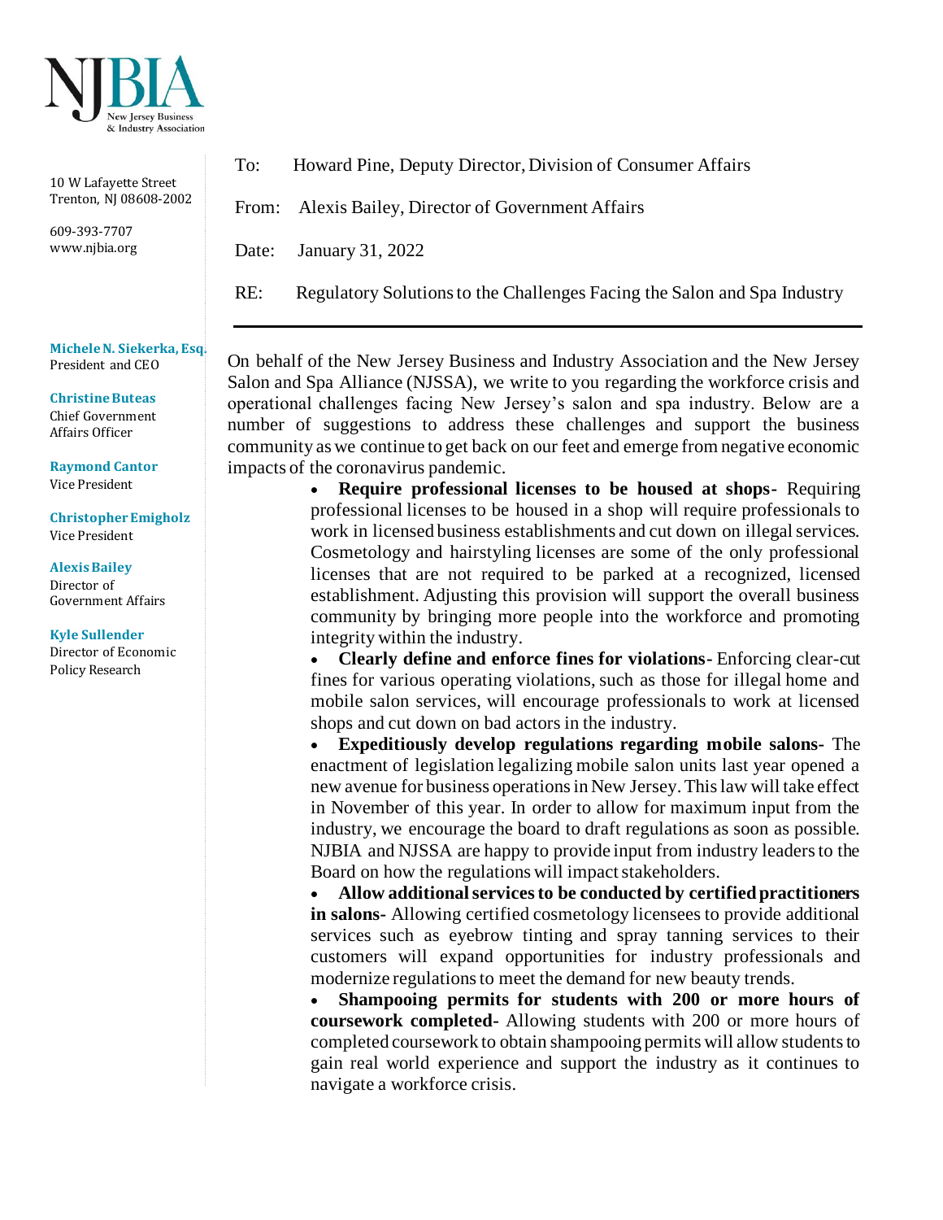NJBIA
New Jersey Business & Industry Association

10 W Lafayette Street
Trenton, NJ 08608-2002

609-393-7707
www.njbia.org

**Michele N. Siekerka, Esq.**
President and CEO

**Christine Buteas**
Chief Government Affairs Officer

**Raymond Cantor**
Vice President

**Christopher Emigholz**
Vice President

**Alexis Bailey**
Director of Government Affairs

**Kyle Sullender**
Director of Economic Policy Research

To: Howard Pine, Deputy Director, Division of Consumer Affairs

From: Alexis Bailey, Director of Government Affairs

Date: January 31, 2022

RE: Regulatory Solutions to the Challenges Facing the Salon and Spa Industry

---

On behalf of the New Jersey Business and Industry Association and the New Jersey Salon and Spa Alliance (NJSSA), we write to you regarding the workforce crisis and operational challenges facing New Jersey's salon and spa industry. Below are a number of suggestions to address these challenges and support the business community as we continue to get back on our feet and emerge from negative economic impacts of the coronavirus pandemic.

- **Require professional licenses to be housed at shops-** Requiring professional licenses to be housed in a shop will require professionals to work in licensed business establishments and cut down on illegal services. Cosmetology and hairstyling licenses are some of the only professional licenses that are not required to be parked at a recognized, licensed establishment. Adjusting this provision will support the overall business community by bringing more people into the workforce and promoting integrity within the industry.
- **Clearly define and enforce fines for violations-** Enforcing clear-cut fines for various operating violations, such as those for illegal home and mobile salon services, will encourage professionals to work at licensed shops and cut down on bad actors in the industry.
- **Expeditiously develop regulations regarding mobile salons-** The enactment of legislation legalizing mobile salon units last year opened a new avenue for business operations in New Jersey. This law will take effect in November of this year. In order to allow for maximum input from the industry, we encourage the board to draft regulations as soon as possible. NJBIA and NJSSA are happy to provide input from industry leaders to the Board on how the regulations will impact stakeholders.
- **Allow additional services to be conducted by certified practitioners in salons-** Allowing certified cosmetology licensees to provide additional services such as eyebrow tinting and spray tanning services to their customers will expand opportunities for industry professionals and modernize regulations to meet the demand for new beauty trends.
- **Shampooing permits for students with 200 or more hours of coursework completed-** Allowing students with 200 or more hours of completed coursework to obtain shampooing permits will allow students to gain real world experience and support the industry as it continues to navigate a workforce crisis.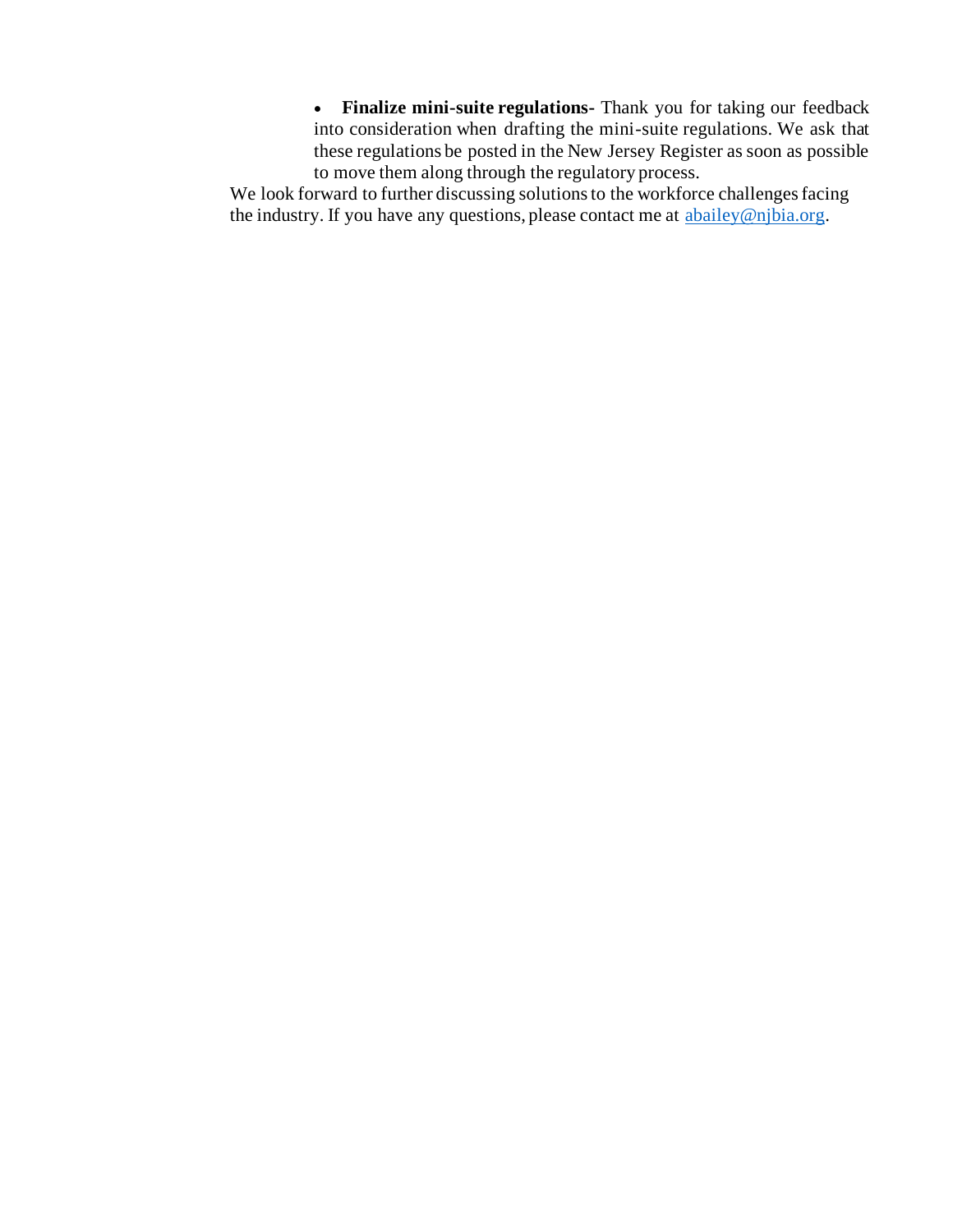- **Finalize mini-suite regulations-** Thank you for taking our feedback into consideration when drafting the mini-suite regulations. We ask that these regulations be posted in the New Jersey Register as soon as possible to move them along through the regulatory process.

We look forward to further discussing solutions to the workforce challenges facing the industry. If you have any questions, please contact me at [abailey@njbia.org](mailto:abailey@njbia.org).